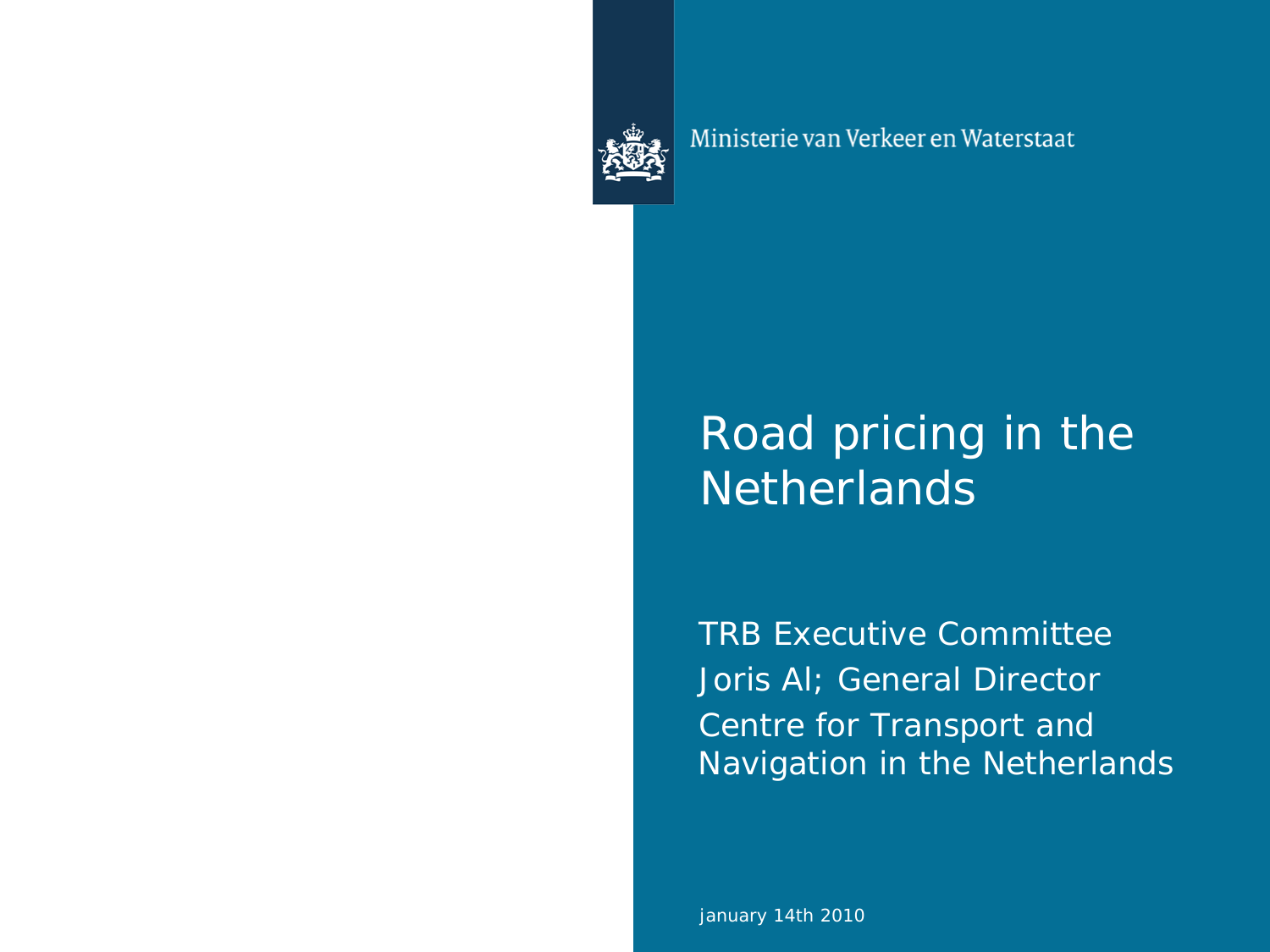Ministerie van Verkeer en Waterstaat

# Road pricing in the Netherlands

TRB Executive Committee
Joris Al; General Director
Centre for Transport and Navigation in the Netherlands

january 14th 2010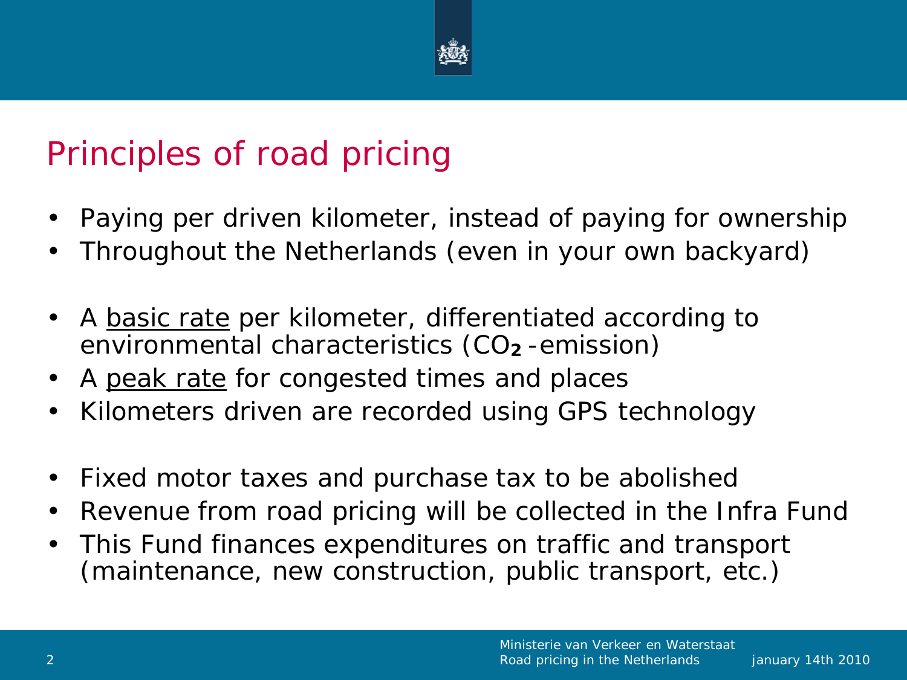# Principles of road pricing

- Paying per driven kilometer, instead of paying for ownership
- Throughout the Netherlands (even in your own backyard)

- A basic rate per kilometer, differentiated according to environmental characteristics ($CO_2$-emission)
- A peak rate for congested times and places
- Kilometers driven are recorded using GPS technology

- Fixed motor taxes and purchase tax to be abolished
- Revenue from road pricing will be collected in the Infra Fund
- This Fund finances expenditures on traffic and transport (maintenance, new construction, public transport, etc.)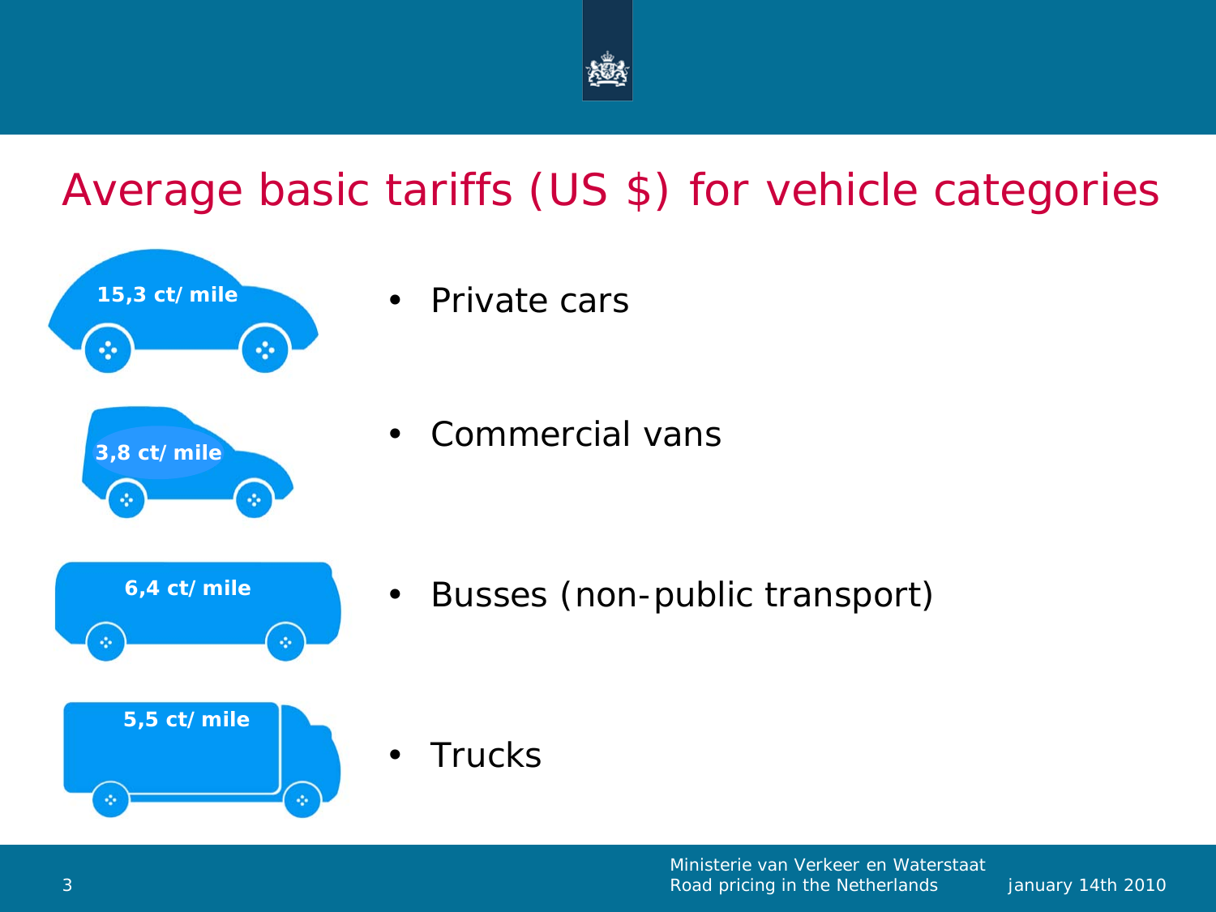# Average basic tariffs (US $) for vehicle categories

- 15,3 ct/ mile — Private cars
- 3,8 ct/ mile — Commercial vans
- 6,4 ct/ mile — Busses (non-public transport)
- 5,5 ct/ mile — Trucks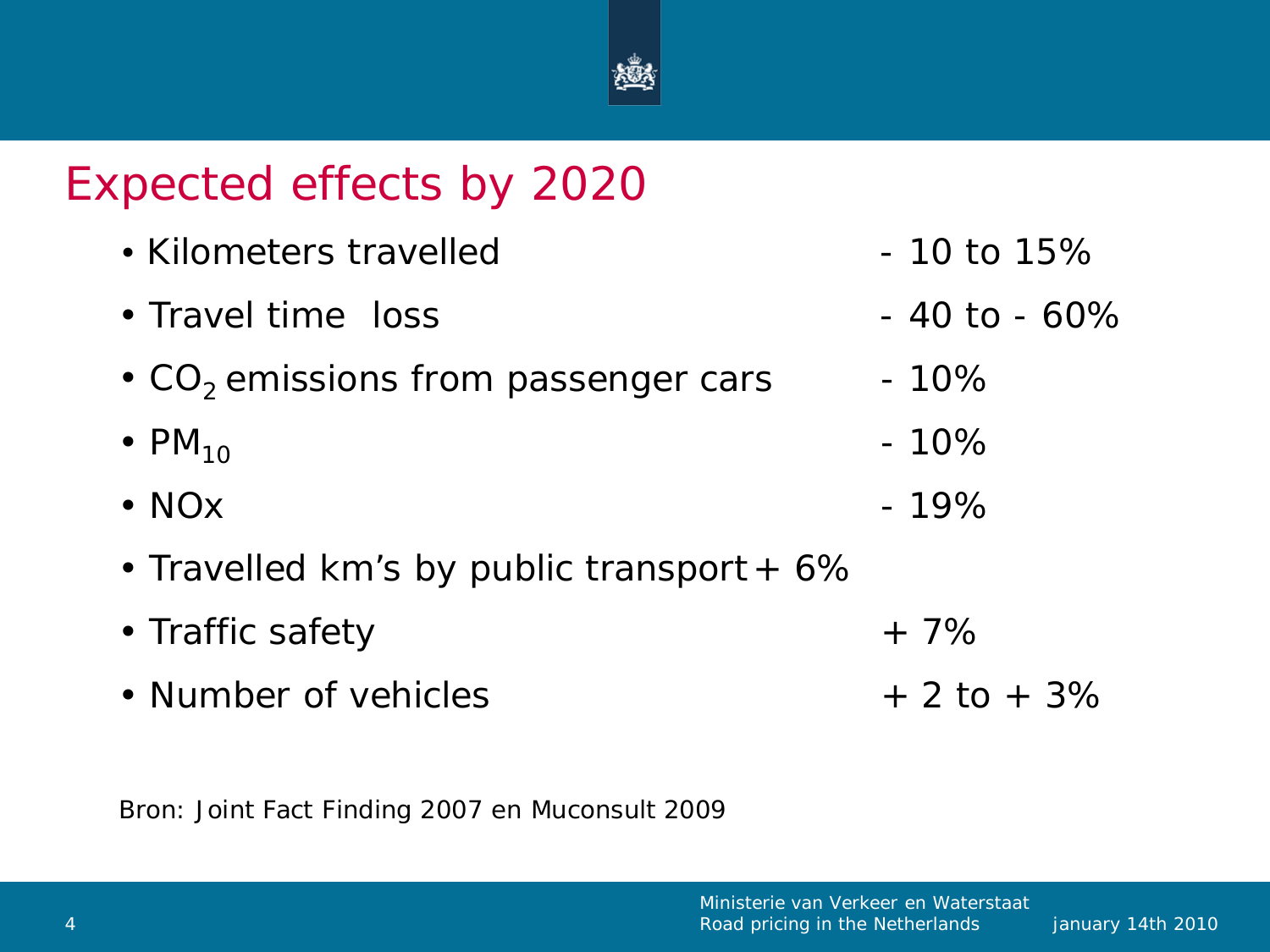# Expected effects by 2020

- Kilometers travelled - 10 to 15%
- Travel time loss - 40 to - 60%
- $CO_2$ emissions from passenger cars - 10%
- $PM_{10}$ - 10%
- NOx - 19%
- Travelled km's by public transport + 6%
- Traffic safety + 7%
- Number of vehicles + 2 to + 3%

Bron: Joint Fact Finding 2007 en Muconsult 2009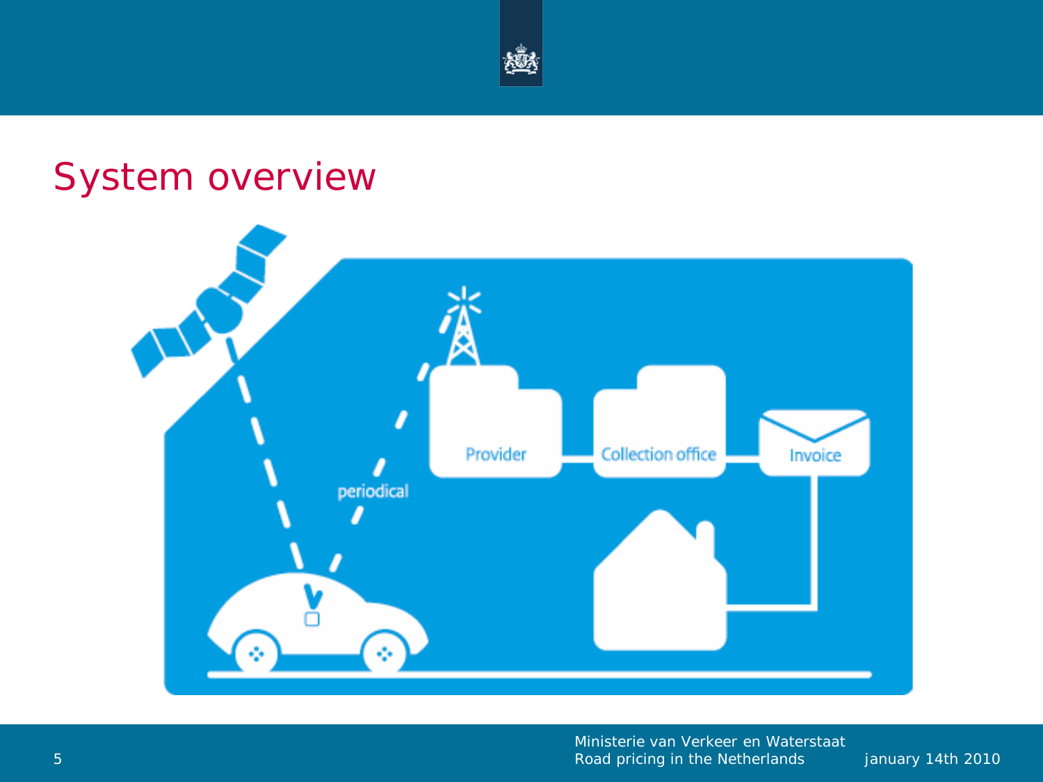# System overview

periodical

Provider

Collection office

Invoice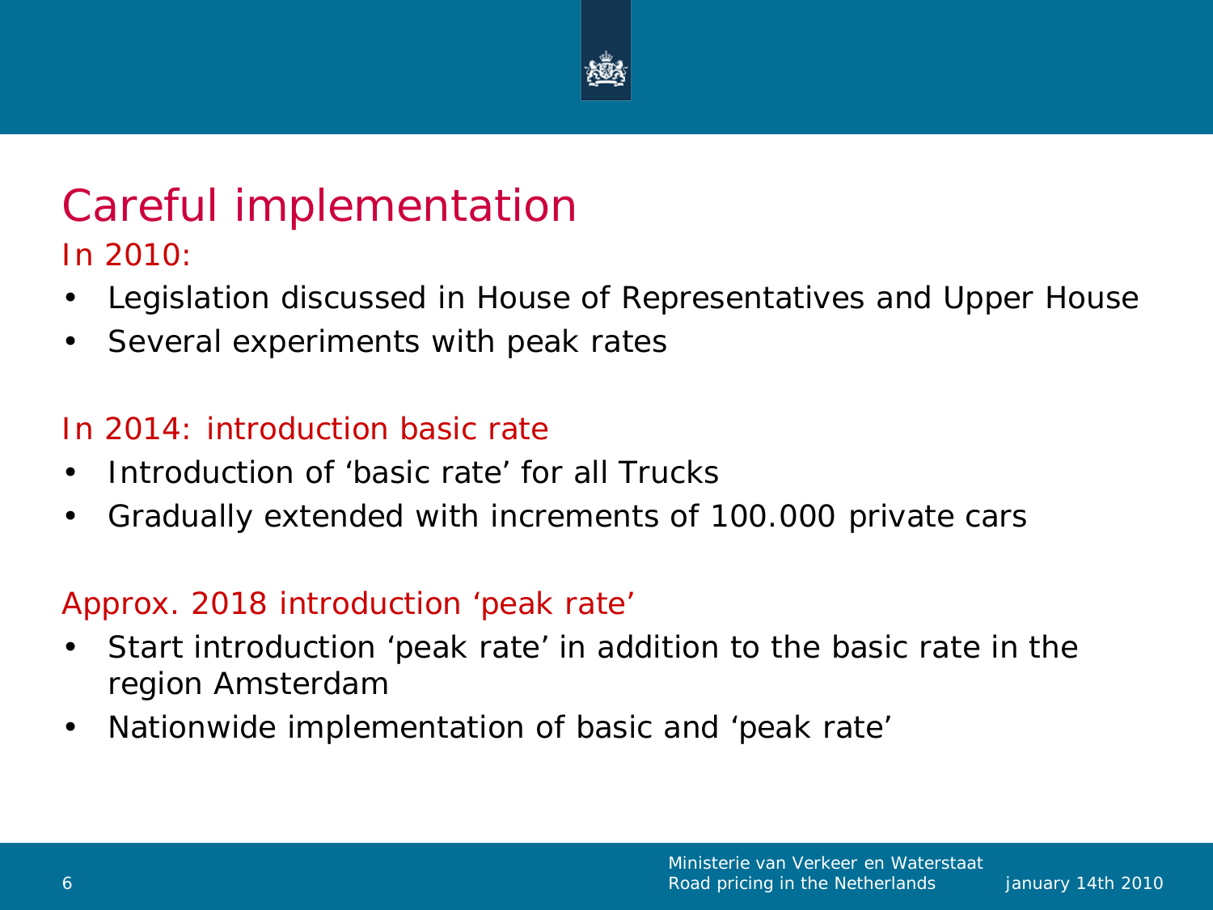# Careful implementation

In 2010:

- Legislation discussed in House of Representatives and Upper House
- Several experiments with peak rates

In 2014: introduction basic rate

- Introduction of ‘basic rate’ for all Trucks
- Gradually extended with increments of 100.000 private cars

Approx. 2018 introduction ‘peak rate’

- Start introduction ‘peak rate’ in addition to the basic rate in the region Amsterdam
- Nationwide implementation of basic and ‘peak rate’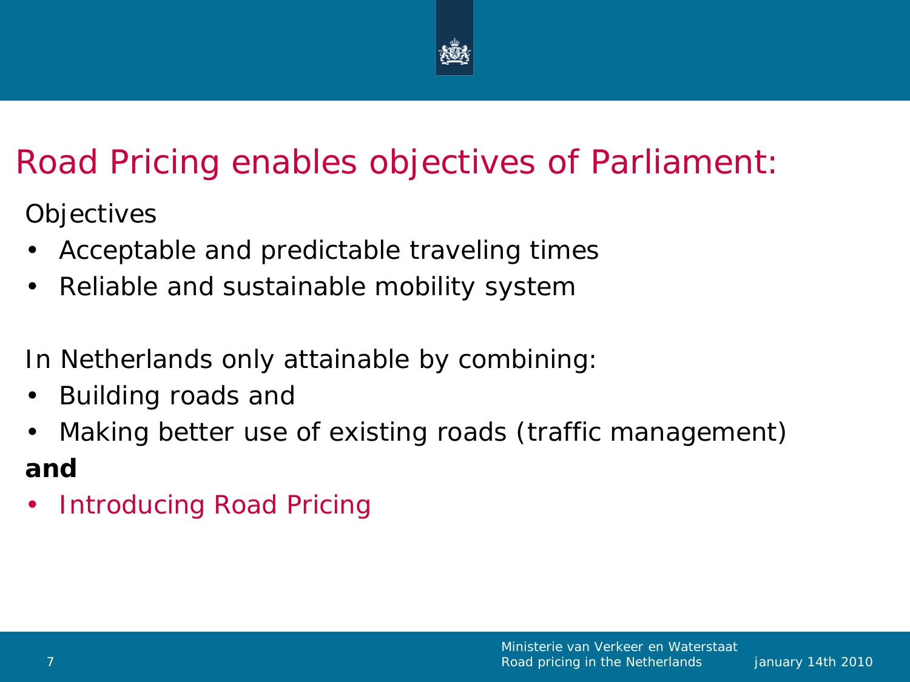# Road Pricing enables objectives of Parliament:

Objectives

- Acceptable and predictable traveling times
- Reliable and sustainable mobility system

In Netherlands only attainable by combining:

- Building roads and
- Making better use of existing roads (traffic management)

**and**

- Introducing Road Pricing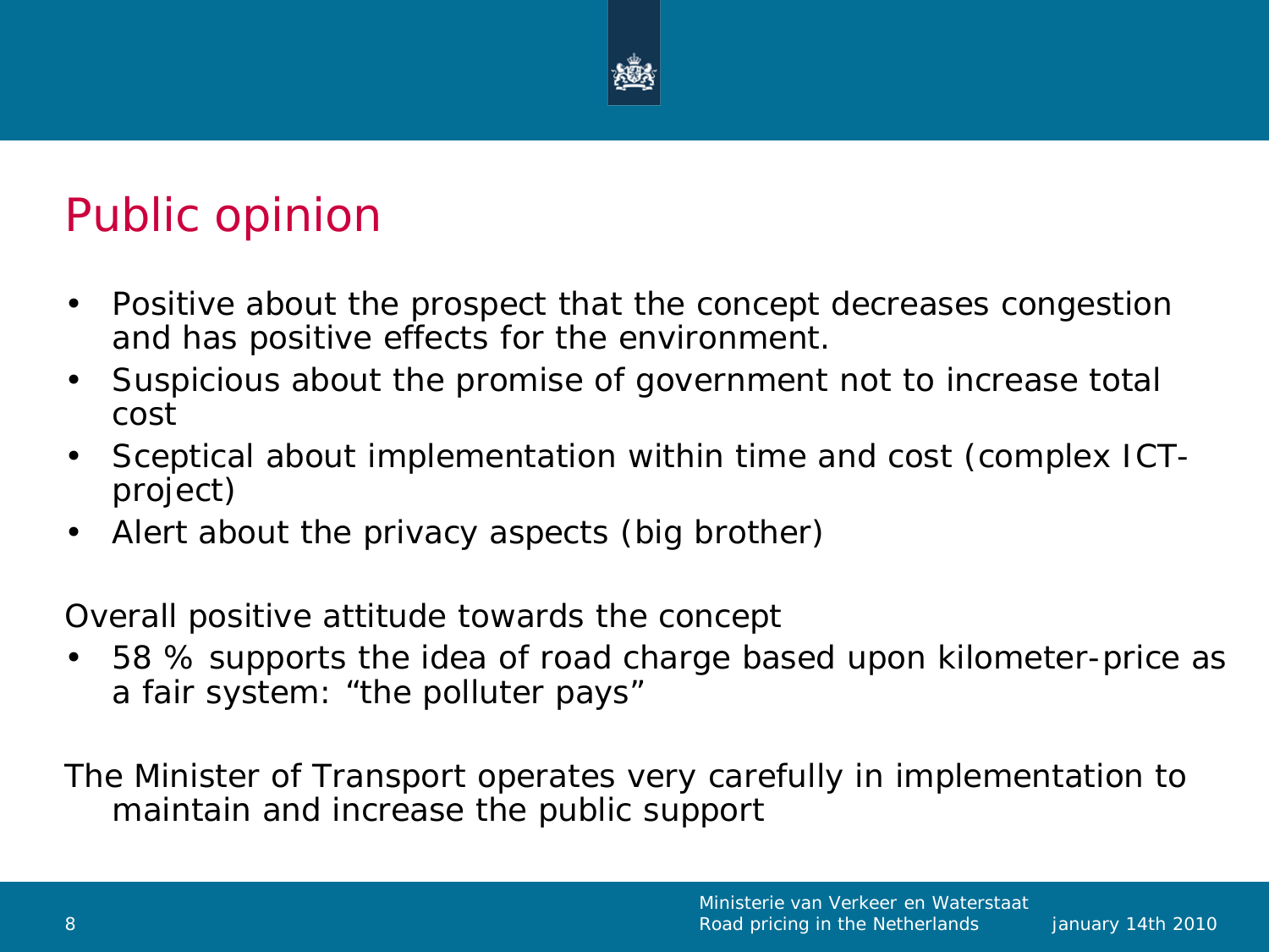# Public opinion

- Positive about the prospect that the concept decreases congestion and has positive effects for the environment.
- Suspicious about the promise of government not to increase total cost
- Sceptical about implementation within time and cost (complex ICT-project)
- Alert about the privacy aspects (big brother)

Overall positive attitude towards the concept

- 58 % supports the idea of road charge based upon kilometer-price as a fair system: "the polluter pays"

The Minister of Transport operates very carefully in implementation to maintain and increase the public support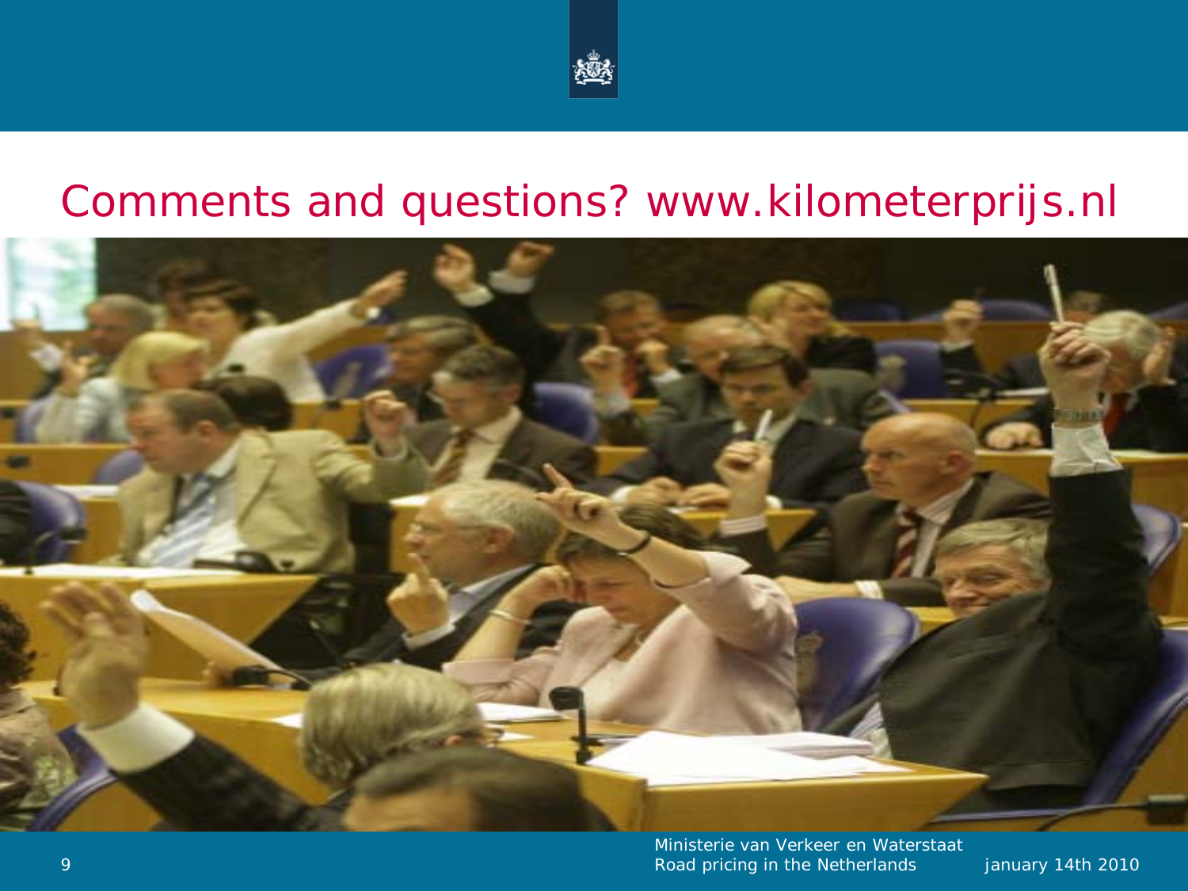# Comments and questions? www.kilometerprijs.nl